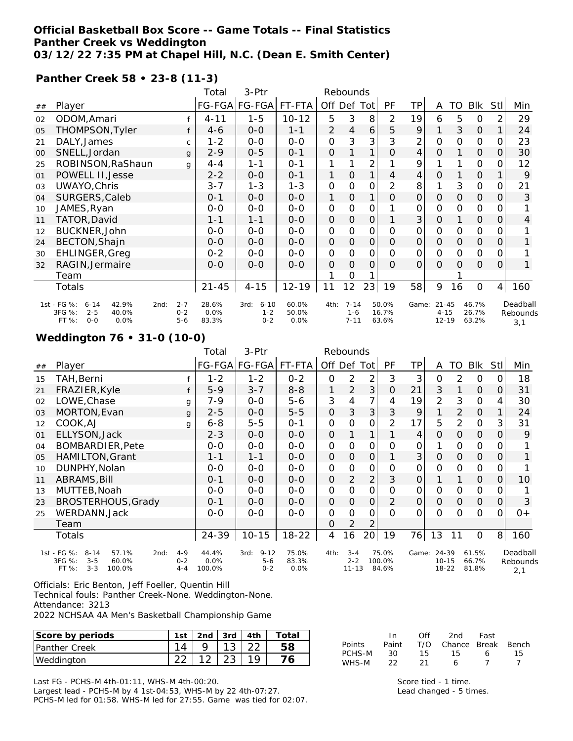**Official Basketball Box Score -- Game Totals -- Final Statistics**
**Panther Creek vs Weddington**
**03/12/22 7:35 PM at Chapel Hill, N.C. (Dean E. Smith Center)**

**Panther Creek 58 • 23-8 (11-3)**

| ## | Player | | Total FG-FGA | 3-Ptr FG-FGA | FT-FTA | Off | Def | Tot | PF | TP | A | TO | Blk | Stl | Min |
|---|---|---|---|---|---|---|---|---|---|---|---|---|---|---|---|
| 02 | ODOM,Amari | f | 4-11 | 1-5 | 10-12 | 5 | 3 | 8 | 2 | 19 | 6 | 5 | 0 | 2 | 29 |
| 05 | THOMPSON,Tyler | f | 4-6 | 0-0 | 1-1 | 2 | 4 | 6 | 5 | 9 | 1 | 3 | 0 | 1 | 24 |
| 21 | DALY,James | c | 1-2 | 0-0 | 0-0 | 0 | 3 | 3 | 3 | 2 | 0 | 0 | 0 | 0 | 23 |
| 00 | SNELL,Jordan | g | 2-9 | 0-5 | 0-1 | 0 | 1 | 1 | 0 | 4 | 0 | 1 | 0 | 0 | 30 |
| 25 | ROBINSON,RaShaun | g | 4-4 | 1-1 | 0-1 | 1 | 1 | 2 | 1 | 9 | 1 | 1 | 0 | 0 | 12 |
| 01 | POWELL II,Jesse | | 2-2 | 0-0 | 0-1 | 1 | 0 | 1 | 4 | 4 | 0 | 1 | 0 | 1 | 9 |
| 03 | UWAYO,Chris | | 3-7 | 1-3 | 1-3 | 0 | 0 | 0 | 2 | 8 | 1 | 3 | 0 | 0 | 21 |
| 04 | SURGERS,Caleb | | 0-1 | 0-0 | 0-0 | 1 | 0 | 1 | 0 | 0 | 0 | 0 | 0 | 0 | 3 |
| 10 | JAMES,Ryan | | 0-0 | 0-0 | 0-0 | 0 | 0 | 0 | 1 | 0 | 0 | 0 | 0 | 0 | 1 |
| 11 | TATOR,David | | 1-1 | 1-1 | 0-0 | 0 | 0 | 0 | 1 | 3 | 0 | 1 | 0 | 0 | 4 |
| 12 | BUCKNER,John | | 0-0 | 0-0 | 0-0 | 0 | 0 | 0 | 0 | 0 | 0 | 0 | 0 | 0 | 1 |
| 24 | BECTON,Shajn | | 0-0 | 0-0 | 0-0 | 0 | 0 | 0 | 0 | 0 | 0 | 0 | 0 | 0 | 1 |
| 30 | EHLINGER,Greg | | 0-2 | 0-0 | 0-0 | 0 | 0 | 0 | 0 | 0 | 0 | 0 | 0 | 0 | 1 |
| 32 | RAGIN,Jermaire | | 0-0 | 0-0 | 0-0 | 0 | 0 | 0 | 0 | 0 | 0 | 0 | 0 | 0 | 1 |
| | Team | | | | | 1 | 0 | 1 | | | | 1 | | | |
| | Totals | | 21-45 | 4-15 | 12-19 | 11 | 12 | 23 | 19 | 58 | 9 | 16 | 0 | 4 | 160 |

| | | | 2nd: | | 3rd: | | 4th: | | Game: | | |
|---|---|---|---|---|---|---|---|---|---|---|---|
| 1st - FG %: 6-14 | 42.9% | 2nd: | 2-7 | 28.6% | 6-10 | 60.0% | 7-14 | 50.0% | 21-45 | 46.7% | Deadball Rebounds |
| 3FG %: 2-5 | 40.0% | | 0-2 | 0.0% | 1-2 | 50.0% | 1-6 | 16.7% | 4-15 | 26.7% | 3,1 |
| FT %: 0-0 | 0.0% | | 5-6 | 83.3% | 0-2 | 0.0% | 7-11 | 63.6% | 12-19 | 63.2% | |

**Weddington 76 • 31-0 (10-0)**

| ## | Player | | Total FG-FGA | 3-Ptr FG-FGA | FT-FTA | Off | Def | Tot | PF | TP | A | TO | Blk | Stl | Min |
|---|---|---|---|---|---|---|---|---|---|---|---|---|---|---|---|
| 15 | TAH,Berni | f | 1-2 | 1-2 | 0-2 | 0 | 2 | 2 | 3 | 3 | 0 | 2 | 0 | 0 | 18 |
| 21 | FRAZIER,Kyle | f | 5-9 | 3-7 | 8-8 | 1 | 2 | 3 | 0 | 21 | 3 | 1 | 0 | 0 | 31 |
| 02 | LOWE,Chase | g | 7-9 | 0-0 | 5-6 | 3 | 4 | 7 | 4 | 19 | 2 | 3 | 0 | 4 | 30 |
| 03 | MORTON,Evan | g | 2-5 | 0-0 | 5-5 | 0 | 3 | 3 | 3 | 9 | 1 | 2 | 0 | 1 | 24 |
| 12 | COOK,AJ | g | 6-8 | 5-5 | 0-1 | 0 | 0 | 0 | 2 | 17 | 5 | 2 | 0 | 3 | 31 |
| 01 | ELLYSON,Jack | | 2-3 | 0-0 | 0-0 | 0 | 1 | 1 | 1 | 4 | 0 | 0 | 0 | 0 | 9 |
| 04 | BOMBARDIER,Pete | | 0-0 | 0-0 | 0-0 | 0 | 0 | 0 | 0 | 0 | 1 | 0 | 0 | 0 | 1 |
| 05 | HAMILTON,Grant | | 1-1 | 1-1 | 0-0 | 0 | 0 | 0 | 1 | 3 | 0 | 0 | 0 | 0 | 1 |
| 10 | DUNPHY,Nolan | | 0-0 | 0-0 | 0-0 | 0 | 0 | 0 | 0 | 0 | 0 | 0 | 0 | 0 | 1 |
| 11 | ABRAMS,Bill | | 0-1 | 0-0 | 0-0 | 0 | 2 | 2 | 3 | 0 | 1 | 1 | 0 | 0 | 10 |
| 13 | MUTTEB,Noah | | 0-0 | 0-0 | 0-0 | 0 | 0 | 0 | 0 | 0 | 0 | 0 | 0 | 0 | 1 |
| 23 | BROSTERHOUS,Grady | | 0-1 | 0-0 | 0-0 | 0 | 0 | 0 | 2 | 0 | 0 | 0 | 0 | 0 | 3 |
| 25 | WERDANN,Jack | | 0-0 | 0-0 | 0-0 | 0 | 0 | 0 | 0 | 0 | 0 | 0 | 0 | 0 | 0+ |
| | Team | | | | | 0 | 2 | 2 | | | | | | | |
| | Totals | | 24-39 | 10-15 | 18-22 | 4 | 16 | 20 | 19 | 76 | 13 | 11 | 0 | 8 | 160 |

| | | | 2nd: | | 3rd: | | 4th: | | Game: | | |
|---|---|---|---|---|---|---|---|---|---|---|---|
| 1st - FG %: 8-14 | 57.1% | 2nd: | 4-9 | 44.4% | 9-12 | 75.0% | 3-4 | 75.0% | 24-39 | 61.5% | Deadball Rebounds |
| 3FG %: 3-5 | 60.0% | | 0-2 | 0.0% | 5-6 | 83.3% | 2-2 | 100.0% | 10-15 | 66.7% | 2,1 |
| FT %: 3-3 | 100.0% | | 4-4 | 100.0% | 0-2 | 0.0% | 11-13 | 84.6% | 18-22 | 81.8% | |

Officials: Eric Benton, Jeff Foeller, Quentin Hill
Technical fouls: Panther Creek-None. Weddington-None.
Attendance: 3213
2022 NCHSAA 4A Men's Basketball Championship Game

| Score by periods | 1st | 2nd | 3rd | 4th | Total |
|---|---|---|---|---|---|
| Panther Creek | 14 | 9 | 13 | 22 | 58 |
| Weddington | 22 | 12 | 23 | 19 | 76 |

| Points | In Paint | Off T/O | 2nd Chance | Fast Break | Bench |
|---|---|---|---|---|---|
| PCHS-M | 30 | 15 | 15 | 6 | 15 |
| WHS-M | 22 | 21 | 6 | 7 | 7 |

Last FG - PCHS-M 4th-01:11, WHS-M 4th-00:20.
Largest lead - PCHS-M by 4 1st-04:53, WHS-M by 22 4th-07:27.
PCHS-M led for 01:58. WHS-M led for 27:55. Game was tied for 02:07.

Score tied - 1 time.
Lead changed - 5 times.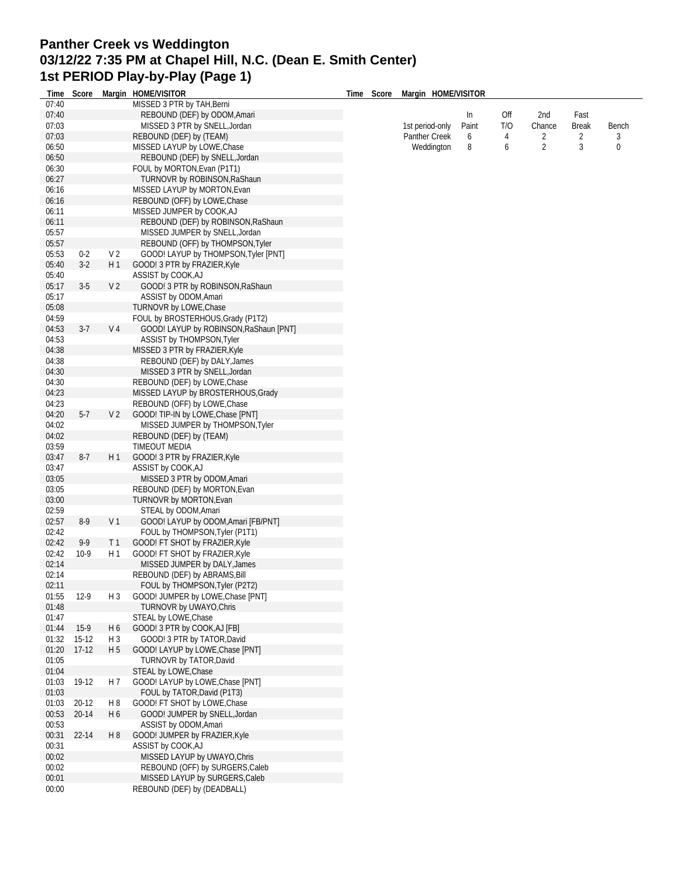# Panther Creek vs Weddington
## 03/12/22 7:35 PM at Chapel Hill, N.C. (Dean E. Smith Center)
## 1st PERIOD Play-by-Play (Page 1)

| Time | Score | Margin | HOME/VISITOR |
|---|---|---|---|
| 07:40 | | | MISSED 3 PTR by TAH,Berni |
| 07:40 | | | REBOUND (DEF) by ODOM,Amari |
| 07:03 | | | MISSED 3 PTR by SNELL,Jordan |
| 07:03 | | | REBOUND (DEF) by (TEAM) |
| 06:50 | | | MISSED LAYUP by LOWE,Chase |
| 06:50 | | | REBOUND (DEF) by SNELL,Jordan |
| 06:30 | | | FOUL by MORTON,Evan (P1T1) |
| 06:27 | | | TURNOVR by ROBINSON,RaShaun |
| 06:16 | | | MISSED LAYUP by MORTON,Evan |
| 06:16 | | | REBOUND (OFF) by LOWE,Chase |
| 06:11 | | | MISSED JUMPER by COOK,AJ |
| 06:11 | | | REBOUND (DEF) by ROBINSON,RaShaun |
| 05:57 | | | MISSED JUMPER by SNELL,Jordan |
| 05:57 | | | REBOUND (OFF) by THOMPSON,Tyler |
| 05:53 | 0-2 | V 2 | GOOD! LAYUP by THOMPSON,Tyler [PNT] |
| 05:40 | 3-2 | H 1 | GOOD! 3 PTR by FRAZIER,Kyle |
| 05:40 | | | ASSIST by COOK,AJ |
| 05:17 | 3-5 | V 2 | GOOD! 3 PTR by ROBINSON,RaShaun |
| 05:17 | | | ASSIST by ODOM,Amari |
| 05:08 | | | TURNOVR by LOWE,Chase |
| 04:59 | | | FOUL by BROSTERHOUS,Grady (P1T2) |
| 04:53 | 3-7 | V 4 | GOOD! LAYUP by ROBINSON,RaShaun [PNT] |
| 04:53 | | | ASSIST by THOMPSON,Tyler |
| 04:38 | | | MISSED 3 PTR by FRAZIER,Kyle |
| 04:38 | | | REBOUND (DEF) by DALY,James |
| 04:30 | | | MISSED 3 PTR by SNELL,Jordan |
| 04:30 | | | REBOUND (DEF) by LOWE,Chase |
| 04:23 | | | MISSED LAYUP by BROSTERHOUS,Grady |
| 04:23 | | | REBOUND (OFF) by LOWE,Chase |
| 04:20 | 5-7 | V 2 | GOOD! TIP-IN by LOWE,Chase [PNT] |
| 04:02 | | | MISSED JUMPER by THOMPSON,Tyler |
| 04:02 | | | REBOUND (DEF) by (TEAM) |
| 03:59 | | | TIMEOUT MEDIA |
| 03:47 | 8-7 | H 1 | GOOD! 3 PTR by FRAZIER,Kyle |
| 03:47 | | | ASSIST by COOK,AJ |
| 03:05 | | | MISSED 3 PTR by ODOM,Amari |
| 03:05 | | | REBOUND (DEF) by MORTON,Evan |
| 03:00 | | | TURNOVR by MORTON,Evan |
| 02:59 | | | STEAL by ODOM,Amari |
| 02:57 | 8-9 | V 1 | GOOD! LAYUP by ODOM,Amari [FB/PNT] |
| 02:42 | | | FOUL by THOMPSON,Tyler (P1T1) |
| 02:42 | 9-9 | T 1 | GOOD! FT SHOT by FRAZIER,Kyle |
| 02:42 | 10-9 | H 1 | GOOD! FT SHOT by FRAZIER,Kyle |
| 02:14 | | | MISSED JUMPER by DALY,James |
| 02:14 | | | REBOUND (DEF) by ABRAMS,Bill |
| 02:11 | | | FOUL by THOMPSON,Tyler (P2T2) |
| 01:55 | 12-9 | H 3 | GOOD! JUMPER by LOWE,Chase [PNT] |
| 01:48 | | | TURNOVR by UWAYO,Chris |
| 01:47 | | | STEAL by LOWE,Chase |
| 01:44 | 15-9 | H 6 | GOOD! 3 PTR by COOK,AJ [FB] |
| 01:32 | 15-12 | H 3 | GOOD! 3 PTR by TATOR,David |
| 01:20 | 17-12 | H 5 | GOOD! LAYUP by LOWE,Chase [PNT] |
| 01:05 | | | TURNOVR by TATOR,David |
| 01:04 | | | STEAL by LOWE,Chase |
| 01:03 | 19-12 | H 7 | GOOD! LAYUP by LOWE,Chase [PNT] |
| 01:03 | | | FOUL by TATOR,David (P1T3) |
| 01:03 | 20-12 | H 8 | GOOD! FT SHOT by LOWE,Chase |
| 00:53 | 20-14 | H 6 | GOOD! JUMPER by SNELL,Jordan |
| 00:53 | | | ASSIST by ODOM,Amari |
| 00:31 | 22-14 | H 8 | GOOD! JUMPER by FRAZIER,Kyle |
| 00:31 | | | ASSIST by COOK,AJ |
| 00:02 | | | MISSED LAYUP by UWAYO,Chris |
| 00:02 | | | REBOUND (OFF) by SURGERS,Caleb |
| 00:01 | | | MISSED LAYUP by SURGERS,Caleb |
| 00:00 | | | REBOUND (DEF) by (DEADBALL) |

| 1st period-only | In Paint | Off T/O | 2nd Chance | Fast Break | Bench |
|---|---|---|---|---|---|
| Panther Creek | 6 | 4 | 2 | 2 | 3 |
| Weddington | 8 | 6 | 2 | 3 | 0 |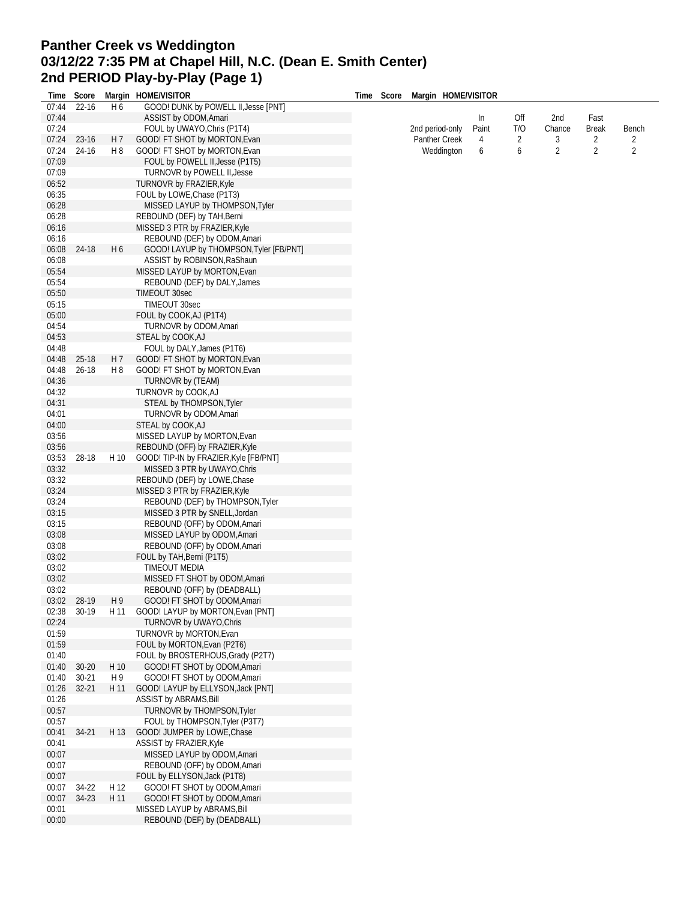# Panther Creek vs Weddington
# 03/12/22 7:35 PM at Chapel Hill, N.C. (Dean E. Smith Center)
# 2nd PERIOD Play-by-Play (Page 1)

| Time | Score | Margin | HOME/VISITOR |
|---|---|---|---|
| 07:44 | 22-16 | H 6 | GOOD! DUNK by POWELL II,Jesse [PNT] |
| 07:44 | | | ASSIST by ODOM,Amari |
| 07:24 | | | FOUL by UWAYO,Chris (P1T4) |
| 07:24 | 23-16 | H 7 | GOOD! FT SHOT by MORTON,Evan |
| 07:24 | 24-16 | H 8 | GOOD! FT SHOT by MORTON,Evan |
| 07:09 | | | FOUL by POWELL II,Jesse (P1T5) |
| 07:09 | | | TURNOVR by POWELL II,Jesse |
| 06:52 | | | TURNOVR by FRAZIER,Kyle |
| 06:35 | | | FOUL by LOWE,Chase (P1T3) |
| 06:28 | | | MISSED LAYUP by THOMPSON,Tyler |
| 06:28 | | | REBOUND (DEF) by TAH,Berni |
| 06:16 | | | MISSED 3 PTR by FRAZIER,Kyle |
| 06:16 | | | REBOUND (DEF) by ODOM,Amari |
| 06:08 | 24-18 | H 6 | GOOD! LAYUP by THOMPSON,Tyler [FB/PNT] |
| 06:08 | | | ASSIST by ROBINSON,RaShaun |
| 05:54 | | | MISSED LAYUP by MORTON,Evan |
| 05:54 | | | REBOUND (DEF) by DALY,James |
| 05:50 | | | TIMEOUT 30sec |
| 05:15 | | | TIMEOUT 30sec |
| 05:00 | | | FOUL by COOK,AJ (P1T4) |
| 04:54 | | | TURNOVR by ODOM,Amari |
| 04:53 | | | STEAL by COOK,AJ |
| 04:48 | | | FOUL by DALY,James (P1T6) |
| 04:48 | 25-18 | H 7 | GOOD! FT SHOT by MORTON,Evan |
| 04:48 | 26-18 | H 8 | GOOD! FT SHOT by MORTON,Evan |
| 04:36 | | | TURNOVR by (TEAM) |
| 04:32 | | | TURNOVR by COOK,AJ |
| 04:31 | | | STEAL by THOMPSON,Tyler |
| 04:01 | | | TURNOVR by ODOM,Amari |
| 04:00 | | | STEAL by COOK,AJ |
| 03:56 | | | MISSED LAYUP by MORTON,Evan |
| 03:56 | | | REBOUND (OFF) by FRAZIER,Kyle |
| 03:53 | 28-18 | H 10 | GOOD! TIP-IN by FRAZIER,Kyle [FB/PNT] |
| 03:32 | | | MISSED 3 PTR by UWAYO,Chris |
| 03:32 | | | REBOUND (DEF) by LOWE,Chase |
| 03:24 | | | MISSED 3 PTR by FRAZIER,Kyle |
| 03:24 | | | REBOUND (DEF) by THOMPSON,Tyler |
| 03:15 | | | MISSED 3 PTR by SNELL,Jordan |
| 03:15 | | | REBOUND (OFF) by ODOM,Amari |
| 03:08 | | | MISSED LAYUP by ODOM,Amari |
| 03:08 | | | REBOUND (OFF) by ODOM,Amari |
| 03:02 | | | FOUL by TAH,Berni (P1T5) |
| 03:02 | | | TIMEOUT MEDIA |
| 03:02 | | | MISSED FT SHOT by ODOM,Amari |
| 03:02 | | | REBOUND (OFF) by (DEADBALL) |
| 03:02 | 28-19 | H 9 | GOOD! FT SHOT by ODOM,Amari |
| 02:38 | 30-19 | H 11 | GOOD! LAYUP by MORTON,Evan [PNT] |
| 02:24 | | | TURNOVR by UWAYO,Chris |
| 01:59 | | | TURNOVR by MORTON,Evan |
| 01:59 | | | FOUL by MORTON,Evan (P2T6) |
| 01:40 | | | FOUL by BROSTERHOUS,Grady (P2T7) |
| 01:40 | 30-20 | H 10 | GOOD! FT SHOT by ODOM,Amari |
| 01:40 | 30-21 | H 9 | GOOD! FT SHOT by ODOM,Amari |
| 01:26 | 32-21 | H 11 | GOOD! LAYUP by ELLYSON,Jack [PNT] |
| 01:26 | | | ASSIST by ABRAMS,Bill |
| 00:57 | | | TURNOVR by THOMPSON,Tyler |
| 00:57 | | | FOUL by THOMPSON,Tyler (P3T7) |
| 00:41 | 34-21 | H 13 | GOOD! JUMPER by LOWE,Chase |
| 00:41 | | | ASSIST by FRAZIER,Kyle |
| 00:07 | | | MISSED LAYUP by ODOM,Amari |
| 00:07 | | | REBOUND (OFF) by ODOM,Amari |
| 00:07 | | | FOUL by ELLYSON,Jack (P1T8) |
| 00:07 | 34-22 | H 12 | GOOD! FT SHOT by ODOM,Amari |
| 00:07 | 34-23 | H 11 | GOOD! FT SHOT by ODOM,Amari |
| 00:01 | | | MISSED LAYUP by ABRAMS,Bill |
| 00:00 | | | REBOUND (DEF) by (DEADBALL) |

| 2nd period-only | In Paint | Off T/O | 2nd Chance | Fast Break | Bench |
|---|---|---|---|---|---|
| Panther Creek | 4 | 2 | 3 | 2 | 2 |
| Weddington | 6 | 6 | 2 | 2 | 2 |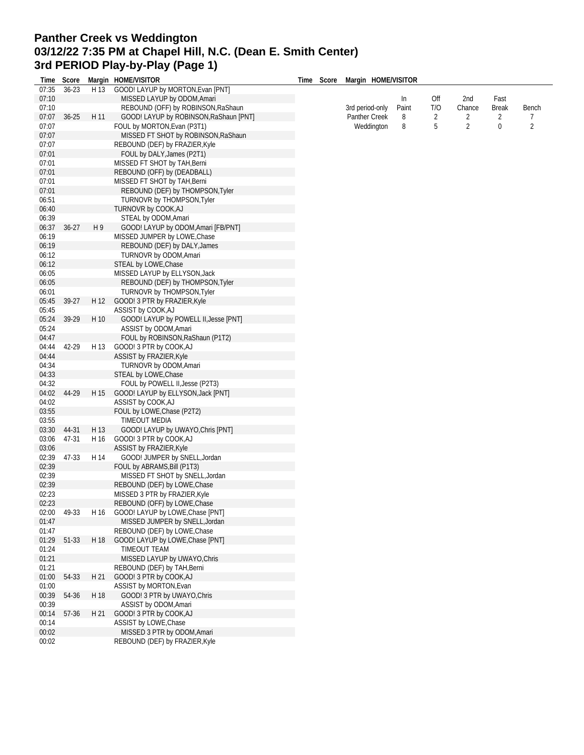# Panther Creek vs Weddington
# 03/12/22 7:35 PM at Chapel Hill, N.C. (Dean E. Smith Center)
# 3rd PERIOD Play-by-Play (Page 1)

| Time | Score | Margin | HOME/VISITOR |
|---|---|---|---|
| 07:35 | 36-23 | H 13 | GOOD! LAYUP by MORTON,Evan [PNT] |
| 07:10 | | | MISSED LAYUP by ODOM,Amari |
| 07:10 | | | REBOUND (OFF) by ROBINSON,RaShaun |
| 07:07 | 36-25 | H 11 | GOOD! LAYUP by ROBINSON,RaShaun [PNT] |
| 07:07 | | | FOUL by MORTON,Evan (P3T1) |
| 07:07 | | | MISSED FT SHOT by ROBINSON,RaShaun |
| 07:07 | | | REBOUND (DEF) by FRAZIER,Kyle |
| 07:01 | | | FOUL by DALY,James (P2T1) |
| 07:01 | | | MISSED FT SHOT by TAH,Berni |
| 07:01 | | | REBOUND (OFF) by (DEADBALL) |
| 07:01 | | | MISSED FT SHOT by TAH,Berni |
| 07:01 | | | REBOUND (DEF) by THOMPSON,Tyler |
| 06:51 | | | TURNOVR by THOMPSON,Tyler |
| 06:40 | | | TURNOVR by COOK,AJ |
| 06:39 | | | STEAL by ODOM,Amari |
| 06:37 | 36-27 | H 9 | GOOD! LAYUP by ODOM,Amari [FB/PNT] |
| 06:19 | | | MISSED JUMPER by LOWE,Chase |
| 06:19 | | | REBOUND (DEF) by DALY,James |
| 06:12 | | | TURNOVR by ODOM,Amari |
| 06:12 | | | STEAL by LOWE,Chase |
| 06:05 | | | MISSED LAYUP by ELLYSON,Jack |
| 06:05 | | | REBOUND (DEF) by THOMPSON,Tyler |
| 06:01 | | | TURNOVR by THOMPSON,Tyler |
| 05:45 | 39-27 | H 12 | GOOD! 3 PTR by FRAZIER,Kyle |
| 05:45 | | | ASSIST by COOK,AJ |
| 05:24 | 39-29 | H 10 | GOOD! LAYUP by POWELL II,Jesse [PNT] |
| 05:24 | | | ASSIST by ODOM,Amari |
| 04:47 | | | FOUL by ROBINSON,RaShaun (P1T2) |
| 04:44 | 42-29 | H 13 | GOOD! 3 PTR by COOK,AJ |
| 04:44 | | | ASSIST by FRAZIER,Kyle |
| 04:34 | | | TURNOVR by ODOM,Amari |
| 04:33 | | | STEAL by LOWE,Chase |
| 04:32 | | | FOUL by POWELL II,Jesse (P2T3) |
| 04:02 | 44-29 | H 15 | GOOD! LAYUP by ELLYSON,Jack [PNT] |
| 04:02 | | | ASSIST by COOK,AJ |
| 03:55 | | | FOUL by LOWE,Chase (P2T2) |
| 03:55 | | | TIMEOUT MEDIA |
| 03:30 | 44-31 | H 13 | GOOD! LAYUP by UWAYO,Chris [PNT] |
| 03:06 | 47-31 | H 16 | GOOD! 3 PTR by COOK,AJ |
| 03:06 | | | ASSIST by FRAZIER,Kyle |
| 02:39 | 47-33 | H 14 | GOOD! JUMPER by SNELL,Jordan |
| 02:39 | | | FOUL by ABRAMS,Bill (P1T3) |
| 02:39 | | | MISSED FT SHOT by SNELL,Jordan |
| 02:39 | | | REBOUND (DEF) by LOWE,Chase |
| 02:23 | | | MISSED 3 PTR by FRAZIER,Kyle |
| 02:23 | | | REBOUND (OFF) by LOWE,Chase |
| 02:00 | 49-33 | H 16 | GOOD! LAYUP by LOWE,Chase [PNT] |
| 01:47 | | | MISSED JUMPER by SNELL,Jordan |
| 01:47 | | | REBOUND (DEF) by LOWE,Chase |
| 01:29 | 51-33 | H 18 | GOOD! LAYUP by LOWE,Chase [PNT] |
| 01:24 | | | TIMEOUT TEAM |
| 01:21 | | | MISSED LAYUP by UWAYO,Chris |
| 01:21 | | | REBOUND (DEF) by TAH,Berni |
| 01:00 | 54-33 | H 21 | GOOD! 3 PTR by COOK,AJ |
| 01:00 | | | ASSIST by MORTON,Evan |
| 00:39 | 54-36 | H 18 | GOOD! 3 PTR by UWAYO,Chris |
| 00:39 | | | ASSIST by ODOM,Amari |
| 00:14 | 57-36 | H 21 | GOOD! 3 PTR by COOK,AJ |
| 00:14 | | | ASSIST by LOWE,Chase |
| 00:02 | | | MISSED 3 PTR by ODOM,Amari |
| 00:02 | | | REBOUND (DEF) by FRAZIER,Kyle |

| 3rd period-only | In Paint | Off T/O | 2nd Chance | Fast Break | Bench |
|---|---|---|---|---|---|
| Panther Creek | 8 | 2 | 2 | 2 | 7 |
| Weddington | 8 | 5 | 2 | 0 | 2 |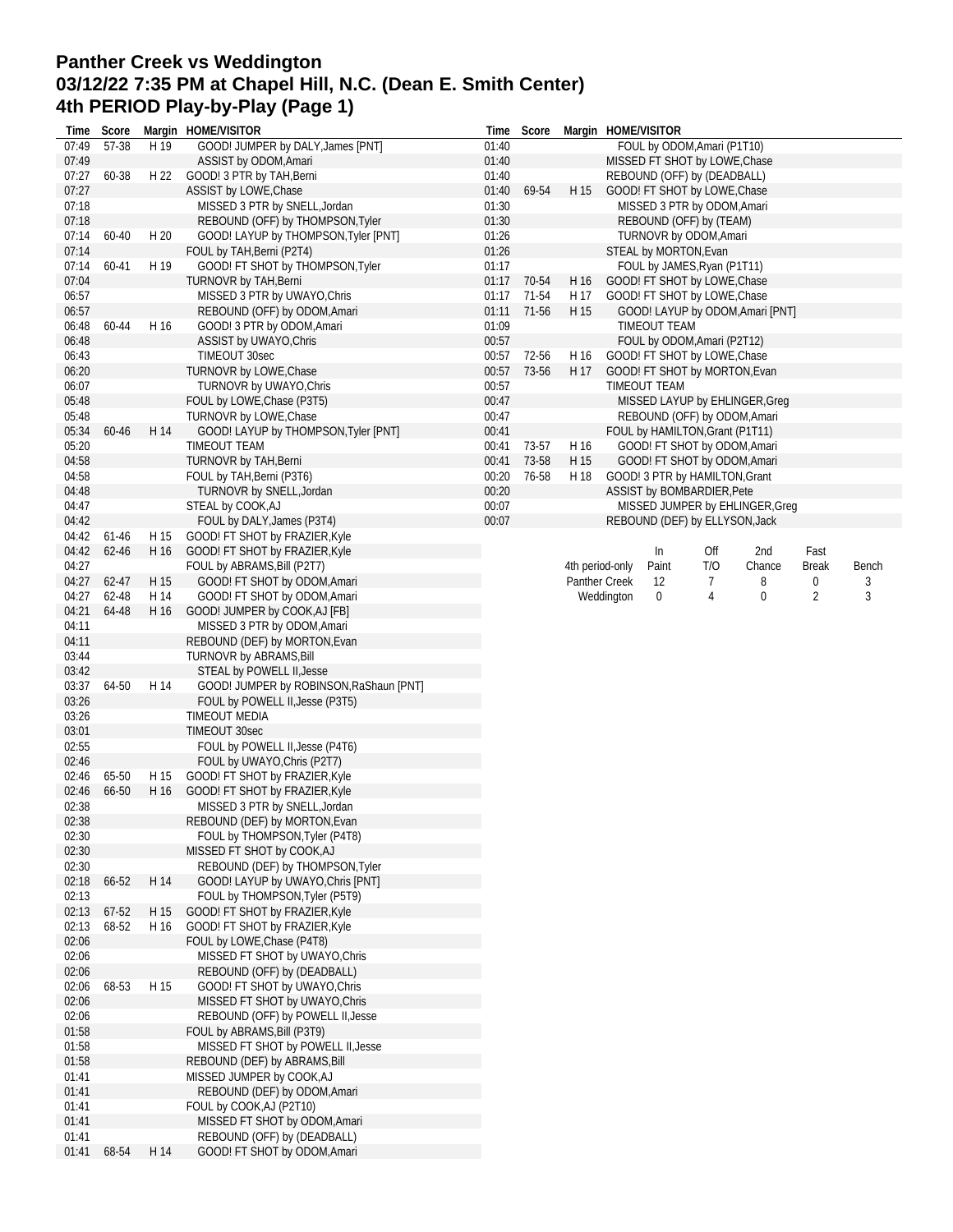# Panther Creek vs Weddington
## 03/12/22 7:35 PM at Chapel Hill, N.C. (Dean E. Smith Center)
## 4th PERIOD Play-by-Play (Page 1)

| Time | Score | Margin | HOME/VISITOR |
|---|---|---|---|
| 07:49 | 57-38 | H 19 | GOOD! JUMPER by DALY,James [PNT] |
| 07:49 | | | ASSIST by ODOM,Amari |
| 07:27 | 60-38 | H 22 | GOOD! 3 PTR by TAH,Berni |
| 07:27 | | | ASSIST by LOWE,Chase |
| 07:18 | | | MISSED 3 PTR by SNELL,Jordan |
| 07:18 | | | REBOUND (OFF) by THOMPSON,Tyler |
| 07:14 | 60-40 | H 20 | GOOD! LAYUP by THOMPSON,Tyler [PNT] |
| 07:14 | | | FOUL by TAH,Berni (P2T4) |
| 07:14 | 60-41 | H 19 | GOOD! FT SHOT by THOMPSON,Tyler |
| 07:04 | | | TURNOVR by TAH,Berni |
| 06:57 | | | MISSED 3 PTR by UWAYO,Chris |
| 06:57 | | | REBOUND (OFF) by ODOM,Amari |
| 06:48 | 60-44 | H 16 | GOOD! 3 PTR by ODOM,Amari |
| 06:48 | | | ASSIST by UWAYO,Chris |
| 06:43 | | | TIMEOUT 30sec |
| 06:20 | | | TURNOVR by LOWE,Chase |
| 06:07 | | | TURNOVR by UWAYO,Chris |
| 05:48 | | | FOUL by LOWE,Chase (P3T5) |
| 05:48 | | | TURNOVR by LOWE,Chase |
| 05:34 | 60-46 | H 14 | GOOD! LAYUP by THOMPSON,Tyler [PNT] |
| 05:20 | | | TIMEOUT TEAM |
| 04:58 | | | TURNOVR by TAH,Berni |
| 04:58 | | | FOUL by TAH,Berni (P3T6) |
| 04:48 | | | TURNOVR by SNELL,Jordan |
| 04:47 | | | STEAL by COOK,AJ |
| 04:42 | | | FOUL by DALY,James (P3T4) |
| 04:42 | 61-46 | H 15 | GOOD! FT SHOT by FRAZIER,Kyle |
| 04:42 | 62-46 | H 16 | GOOD! FT SHOT by FRAZIER,Kyle |
| 04:27 | | | FOUL by ABRAMS,Bill (P2T7) |
| 04:27 | 62-47 | H 15 | GOOD! FT SHOT by ODOM,Amari |
| 04:27 | 62-48 | H 14 | GOOD! FT SHOT by ODOM,Amari |
| 04:21 | 64-48 | H 16 | GOOD! JUMPER by COOK,AJ [FB] |
| 04:11 | | | MISSED 3 PTR by ODOM,Amari |
| 04:11 | | | REBOUND (DEF) by MORTON,Evan |
| 03:44 | | | TURNOVR by ABRAMS,Bill |
| 03:42 | | | STEAL by POWELL II,Jesse |
| 03:37 | 64-50 | H 14 | GOOD! JUMPER by ROBINSON,RaShaun [PNT] |
| 03:26 | | | FOUL by POWELL II,Jesse (P3T5) |
| 03:26 | | | TIMEOUT MEDIA |
| 03:01 | | | TIMEOUT 30sec |
| 02:55 | | | FOUL by POWELL II,Jesse (P4T6) |
| 02:46 | | | FOUL by UWAYO,Chris (P2T7) |
| 02:46 | 65-50 | H 15 | GOOD! FT SHOT by FRAZIER,Kyle |
| 02:46 | 66-50 | H 16 | GOOD! FT SHOT by FRAZIER,Kyle |
| 02:38 | | | MISSED 3 PTR by SNELL,Jordan |
| 02:38 | | | REBOUND (DEF) by MORTON,Evan |
| 02:30 | | | FOUL by THOMPSON,Tyler (P4T8) |
| 02:30 | | | MISSED FT SHOT by COOK,AJ |
| 02:30 | | | REBOUND (DEF) by THOMPSON,Tyler |
| 02:18 | 66-52 | H 14 | GOOD! LAYUP by UWAYO,Chris [PNT] |
| 02:13 | | | FOUL by THOMPSON,Tyler (P5T9) |
| 02:13 | 67-52 | H 15 | GOOD! FT SHOT by FRAZIER,Kyle |
| 02:13 | 68-52 | H 16 | GOOD! FT SHOT by FRAZIER,Kyle |
| 02:06 | | | FOUL by LOWE,Chase (P4T8) |
| 02:06 | | | MISSED FT SHOT by UWAYO,Chris |
| 02:06 | | | REBOUND (OFF) by (DEADBALL) |
| 02:06 | 68-53 | H 15 | GOOD! FT SHOT by UWAYO,Chris |
| 02:06 | | | MISSED FT SHOT by UWAYO,Chris |
| 02:06 | | | REBOUND (OFF) by POWELL II,Jesse |
| 01:58 | | | FOUL by ABRAMS,Bill (P3T9) |
| 01:58 | | | MISSED FT SHOT by POWELL II,Jesse |
| 01:58 | | | REBOUND (DEF) by ABRAMS,Bill |
| 01:41 | | | MISSED JUMPER by COOK,AJ |
| 01:41 | | | REBOUND (DEF) by ODOM,Amari |
| 01:41 | | | FOUL by COOK,AJ (P2T10) |
| 01:41 | | | MISSED FT SHOT by ODOM,Amari |
| 01:41 | | | REBOUND (OFF) by (DEADBALL) |
| 01:41 | 68-54 | H 14 | GOOD! FT SHOT by ODOM,Amari |
| 01:40 | | | FOUL by ODOM,Amari (P1T10) |
| 01:40 | | | MISSED FT SHOT by LOWE,Chase |
| 01:40 | | | REBOUND (OFF) by (DEADBALL) |
| 01:40 | 69-54 | H 15 | GOOD! FT SHOT by LOWE,Chase |
| 01:30 | | | MISSED 3 PTR by ODOM,Amari |
| 01:30 | | | REBOUND (OFF) by (TEAM) |
| 01:26 | | | TURNOVR by ODOM,Amari |
| 01:26 | | | STEAL by MORTON,Evan |
| 01:17 | | | FOUL by JAMES,Ryan (P1T11) |
| 01:17 | 70-54 | H 16 | GOOD! FT SHOT by LOWE,Chase |
| 01:17 | 71-54 | H 17 | GOOD! FT SHOT by LOWE,Chase |
| 01:11 | 71-56 | H 15 | GOOD! LAYUP by ODOM,Amari [PNT] |
| 01:09 | | | TIMEOUT TEAM |
| 00:57 | | | FOUL by ODOM,Amari (P2T12) |
| 00:57 | 72-56 | H 16 | GOOD! FT SHOT by LOWE,Chase |
| 00:57 | 73-56 | H 17 | GOOD! FT SHOT by MORTON,Evan |
| 00:57 | | | TIMEOUT TEAM |
| 00:47 | | | MISSED LAYUP by EHLINGER,Greg |
| 00:47 | | | REBOUND (OFF) by ODOM,Amari |
| 00:41 | | | FOUL by HAMILTON,Grant (P1T11) |
| 00:41 | 73-57 | H 16 | GOOD! FT SHOT by ODOM,Amari |
| 00:41 | 73-58 | H 15 | GOOD! FT SHOT by ODOM,Amari |
| 00:20 | 76-58 | H 18 | GOOD! 3 PTR by HAMILTON,Grant |
| 00:20 | | | ASSIST by BOMBARDIER,Pete |
| 00:07 | | | MISSED JUMPER by EHLINGER,Greg |
| 00:07 | | | REBOUND (DEF) by ELLYSON,Jack |

| 4th period-only | In Paint | Off T/O | 2nd Chance | Fast Break | Bench |
|---|---|---|---|---|---|
| Panther Creek | 12 | 7 | 8 | 0 | 3 |
| Weddington | 0 | 4 | 0 | 2 | 3 |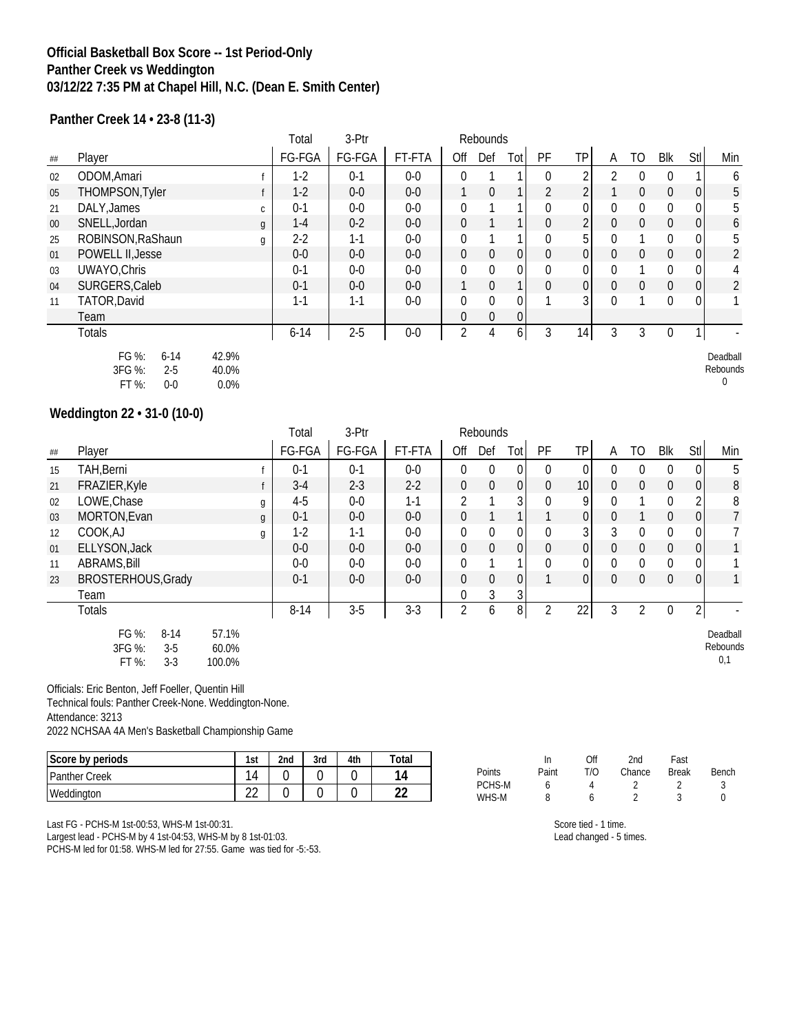**Official Basketball Box Score -- 1st Period-Only**
**Panther Creek vs Weddington**
**03/12/22 7:35 PM at Chapel Hill, N.C. (Dean E. Smith Center)**

## Panther Creek 14 • 23-8 (11-3)

| ## | Player | | Total FG-FGA | 3-Ptr FG-FGA | FT-FTA | Rebounds Off | Def | Tot | PF | TP | A | TO | Blk | Stl | Min |
|---|---|---|---|---|---|---|---|---|---|---|---|---|---|---|---|
| 02 | ODOM,Amari | f | 1-2 | 0-1 | 0-0 | 0 | 1 | 1 | 0 | 2 | 2 | 0 | 0 | 1 | 6 |
| 05 | THOMPSON,Tyler | f | 1-2 | 0-0 | 0-0 | 1 | 0 | 1 | 2 | 2 | 1 | 0 | 0 | 0 | 5 |
| 21 | DALY,James | c | 0-1 | 0-0 | 0-0 | 0 | 1 | 1 | 0 | 0 | 0 | 0 | 0 | 0 | 5 |
| 00 | SNELL,Jordan | g | 1-4 | 0-2 | 0-0 | 0 | 1 | 1 | 0 | 2 | 0 | 0 | 0 | 0 | 6 |
| 25 | ROBINSON,RaShaun | g | 2-2 | 1-1 | 0-0 | 0 | 1 | 1 | 0 | 5 | 0 | 1 | 0 | 0 | 5 |
| 01 | POWELL II,Jesse | | 0-0 | 0-0 | 0-0 | 0 | 0 | 0 | 0 | 0 | 0 | 0 | 0 | 0 | 2 |
| 03 | UWAYO,Chris | | 0-1 | 0-0 | 0-0 | 0 | 0 | 0 | 0 | 0 | 0 | 1 | 0 | 0 | 4 |
| 04 | SURGERS,Caleb | | 0-1 | 0-0 | 0-0 | 1 | 0 | 1 | 0 | 0 | 0 | 0 | 0 | 0 | 2 |
| 11 | TATOR,David | | 1-1 | 1-1 | 0-0 | 0 | 0 | 0 | 1 | 3 | 0 | 1 | 0 | 0 | 1 |
| | Team | | | | | 0 | 0 | 0 | | | | | | | |
| | Totals | | 6-14 | 2-5 | 0-0 | 2 | 4 | 6 | 3 | 14 | 3 | 3 | 0 | 1 | - |

FG %: 6-14 42.9%
3FG %: 2-5 40.0%
FT %: 0-0 0.0%

Deadball Rebounds 0

## Weddington 22 • 31-0 (10-0)

| ## | Player | | Total FG-FGA | 3-Ptr FG-FGA | FT-FTA | Rebounds Off | Def | Tot | PF | TP | A | TO | Blk | Stl | Min |
|---|---|---|---|---|---|---|---|---|---|---|---|---|---|---|---|
| 15 | TAH,Berni | f | 0-1 | 0-1 | 0-0 | 0 | 0 | 0 | 0 | 0 | 0 | 0 | 0 | 0 | 5 |
| 21 | FRAZIER,Kyle | f | 3-4 | 2-3 | 2-2 | 0 | 0 | 0 | 0 | 10 | 0 | 0 | 0 | 0 | 8 |
| 02 | LOWE,Chase | g | 4-5 | 0-0 | 1-1 | 2 | 1 | 3 | 0 | 9 | 0 | 1 | 0 | 2 | 8 |
| 03 | MORTON,Evan | g | 0-1 | 0-0 | 0-0 | 0 | 1 | 1 | 1 | 0 | 0 | 1 | 0 | 0 | 7 |
| 12 | COOK,AJ | g | 1-2 | 1-1 | 0-0 | 0 | 0 | 0 | 0 | 3 | 3 | 0 | 0 | 0 | 7 |
| 01 | ELLYSON,Jack | | 0-0 | 0-0 | 0-0 | 0 | 0 | 0 | 0 | 0 | 0 | 0 | 0 | 0 | 1 |
| 11 | ABRAMS,Bill | | 0-0 | 0-0 | 0-0 | 0 | 1 | 1 | 0 | 0 | 0 | 0 | 0 | 0 | 1 |
| 23 | BROSTERHOUS,Grady | | 0-1 | 0-0 | 0-0 | 0 | 0 | 0 | 1 | 0 | 0 | 0 | 0 | 0 | 1 |
| | Team | | | | | 0 | 3 | 3 | | | | | | | |
| | Totals | | 8-14 | 3-5 | 3-3 | 2 | 6 | 8 | 2 | 22 | 3 | 2 | 0 | 2 | - |

FG %: 8-14 57.1%
3FG %: 3-5 60.0%
FT %: 3-3 100.0%

Deadball Rebounds 0,1

Officials: Eric Benton, Jeff Foeller, Quentin Hill
Technical fouls: Panther Creek-None. Weddington-None.
Attendance: 3213
2022 NCHSAA 4A Men's Basketball Championship Game

| Score by periods | 1st | 2nd | 3rd | 4th | Total |
|---|---|---|---|---|---|
| Panther Creek | 14 | 0 | 0 | 0 | 14 |
| Weddington | 22 | 0 | 0 | 0 | 22 |

| Points | In Paint | Off T/O | 2nd Chance | Fast Break | Bench |
|---|---|---|---|---|---|
| PCHS-M | 6 | 4 | 2 | 2 | 3 |
| WHS-M | 8 | 6 | 2 | 3 | 0 |

Last FG - PCHS-M 1st-00:53, WHS-M 1st-00:31.
Largest lead - PCHS-M by 4 1st-04:53, WHS-M by 8 1st-01:03.
PCHS-M led for 01:58. WHS-M led for 27:55. Game was tied for -5:-53.

Score tied - 1 time.
Lead changed - 5 times.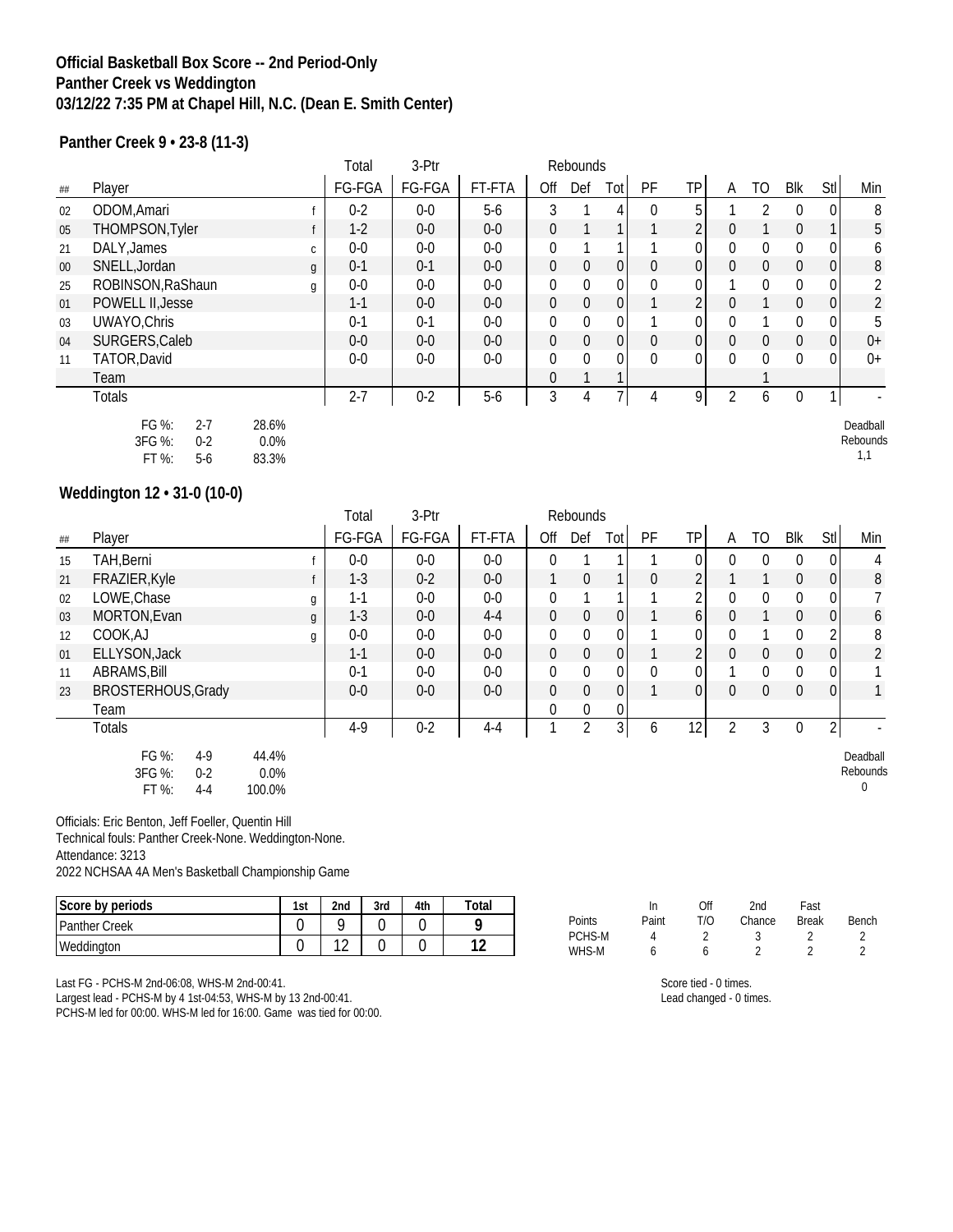**Official Basketball Box Score -- 2nd Period-Only**
**Panther Creek vs Weddington**
**03/12/22 7:35 PM at Chapel Hill, N.C. (Dean E. Smith Center)**

**Panther Creek 9 • 23-8 (11-3)**

| ## | Player | | Total FG-FGA | 3-Ptr FG-FGA | FT-FTA | Rebounds Off | Def | Tot | PF | TP | A | TO | Blk | Stl | Min |
|---|---|---|---|---|---|---|---|---|---|---|---|---|---|---|---|
| 02 | ODOM,Amari | f | 0-2 | 0-0 | 5-6 | 3 | 1 | 4 | 0 | 5 | 1 | 2 | 0 | 0 | 8 |
| 05 | THOMPSON,Tyler | f | 1-2 | 0-0 | 0-0 | 0 | 1 | 1 | 1 | 2 | 0 | 1 | 0 | 1 | 5 |
| 21 | DALY,James | c | 0-0 | 0-0 | 0-0 | 0 | 1 | 1 | 1 | 0 | 0 | 0 | 0 | 0 | 6 |
| 00 | SNELL,Jordan | g | 0-1 | 0-1 | 0-0 | 0 | 0 | 0 | 0 | 0 | 0 | 0 | 0 | 0 | 8 |
| 25 | ROBINSON,RaShaun | g | 0-0 | 0-0 | 0-0 | 0 | 0 | 0 | 0 | 0 | 1 | 0 | 0 | 0 | 2 |
| 01 | POWELL II,Jesse | | 1-1 | 0-0 | 0-0 | 0 | 0 | 0 | 1 | 2 | 0 | 1 | 0 | 0 | 2 |
| 03 | UWAYO,Chris | | 0-1 | 0-1 | 0-0 | 0 | 0 | 0 | 1 | 0 | 0 | 1 | 0 | 0 | 5 |
| 04 | SURGERS,Caleb | | 0-0 | 0-0 | 0-0 | 0 | 0 | 0 | 0 | 0 | 0 | 0 | 0 | 0 | 0+ |
| 11 | TATOR,David | | 0-0 | 0-0 | 0-0 | 0 | 0 | 0 | 0 | 0 | 0 | 0 | 0 | 0 | 0+ |
| | Team | | | | | 0 | 1 | 1 | | | | 1 | | | |
| | Totals | | 2-7 | 0-2 | 5-6 | 3 | 4 | 7 | 4 | 9 | 2 | 6 | 0 | 1 | - |

FG %: 2-7 28.6%
3FG %: 0-2 0.0%
FT %: 5-6 83.3%

Deadball Rebounds 1,1

**Weddington 12 • 31-0 (10-0)**

| ## | Player | | Total FG-FGA | 3-Ptr FG-FGA | FT-FTA | Rebounds Off | Def | Tot | PF | TP | A | TO | Blk | Stl | Min |
|---|---|---|---|---|---|---|---|---|---|---|---|---|---|---|---|
| 15 | TAH,Berni | f | 0-0 | 0-0 | 0-0 | 0 | 1 | 1 | 1 | 0 | 0 | 0 | 0 | 0 | 4 |
| 21 | FRAZIER,Kyle | f | 1-3 | 0-2 | 0-0 | 1 | 0 | 1 | 0 | 2 | 1 | 1 | 0 | 0 | 8 |
| 02 | LOWE,Chase | g | 1-1 | 0-0 | 0-0 | 0 | 1 | 1 | 1 | 2 | 0 | 0 | 0 | 0 | 7 |
| 03 | MORTON,Evan | g | 1-3 | 0-0 | 4-4 | 0 | 0 | 0 | 1 | 6 | 0 | 1 | 0 | 0 | 6 |
| 12 | COOK,AJ | g | 0-0 | 0-0 | 0-0 | 0 | 0 | 0 | 1 | 0 | 0 | 1 | 0 | 2 | 8 |
| 01 | ELLYSON,Jack | | 1-1 | 0-0 | 0-0 | 0 | 0 | 0 | 1 | 2 | 0 | 0 | 0 | 0 | 2 |
| 11 | ABRAMS,Bill | | 0-1 | 0-0 | 0-0 | 0 | 0 | 0 | 0 | 0 | 1 | 0 | 0 | 0 | 1 |
| 23 | BROSTERHOUS,Grady | | 0-0 | 0-0 | 0-0 | 0 | 0 | 0 | 1 | 0 | 0 | 0 | 0 | 0 | 1 |
| | Team | | | | | 0 | 0 | 0 | | | | | | | |
| | Totals | | 4-9 | 0-2 | 4-4 | 1 | 2 | 3 | 6 | 12 | 2 | 3 | 0 | 2 | - |

FG %: 4-9 44.4%
3FG %: 0-2 0.0%
FT %: 4-4 100.0%

Deadball Rebounds 0

Officials: Eric Benton, Jeff Foeller, Quentin Hill
Technical fouls: Panther Creek-None. Weddington-None.
Attendance: 3213
2022 NCHSAA 4A Men's Basketball Championship Game

| Score by periods | 1st | 2nd | 3rd | 4th | Total |
|---|---|---|---|---|---|
| Panther Creek | 0 | 9 | 0 | 0 | 9 |
| Weddington | 0 | 12 | 0 | 0 | 12 |

| Points | In Paint | Off T/O | 2nd Chance | Fast Break | Bench |
|---|---|---|---|---|---|
| PCHS-M | 4 | 2 | 3 | 2 | 2 |
| WHS-M | 6 | 6 | 2 | 2 | 2 |

Last FG - PCHS-M 2nd-06:08, WHS-M 2nd-00:41.
Largest lead - PCHS-M by 4 1st-04:53, WHS-M by 13 2nd-00:41.
PCHS-M led for 00:00. WHS-M led for 16:00. Game was tied for 00:00.

Score tied - 0 times.
Lead changed - 0 times.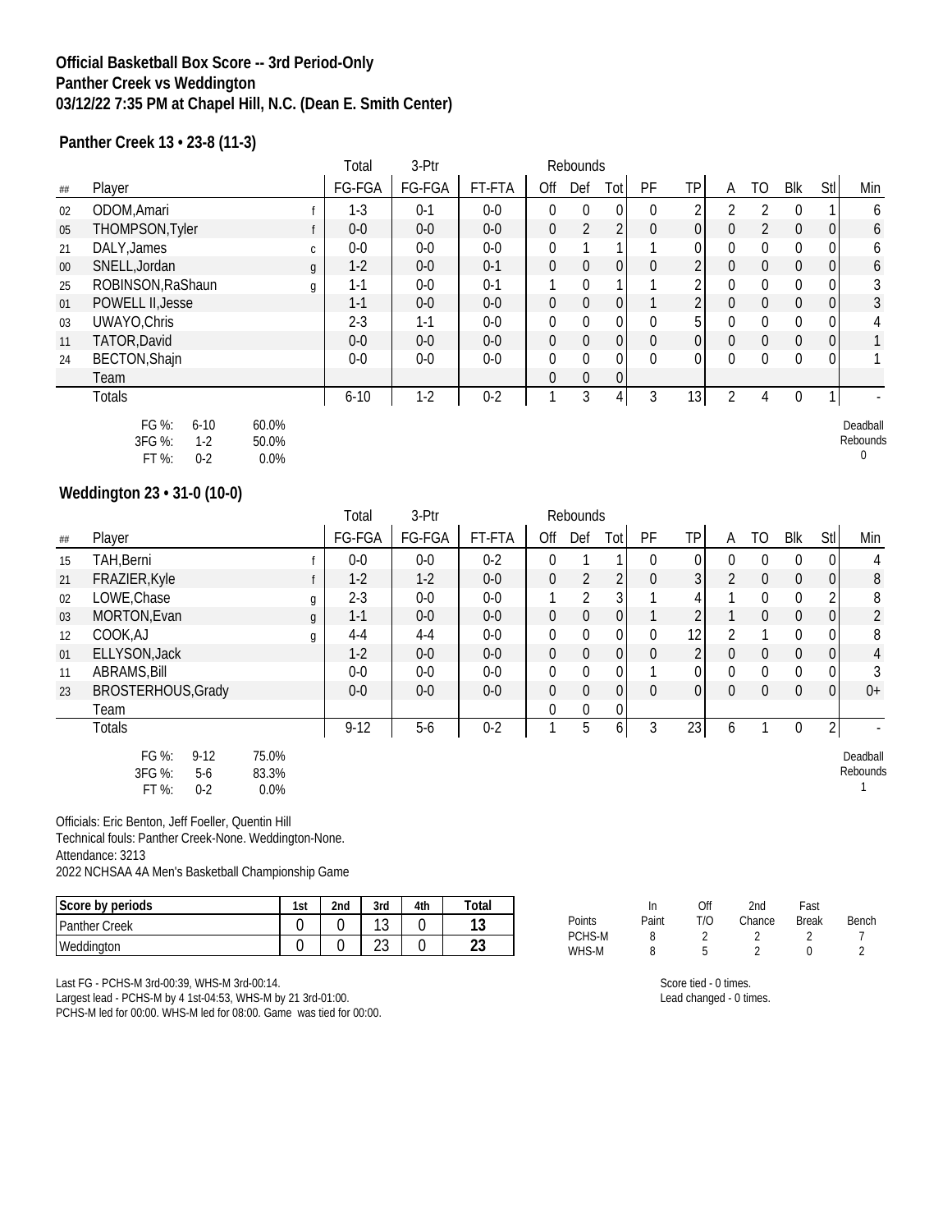# Official Basketball Box Score -- 3rd Period-Only
# Panther Creek vs Weddington
# 03/12/22 7:35 PM at Chapel Hill, N.C. (Dean E. Smith Center)

## Panther Creek 13 • 23-8 (11-3)

| ## | Player | | Total FG-FGA | 3-Ptr FG-FGA | FT-FTA | Rebounds Off | Def | Tot | PF | TP | A | TO | Blk | Stl | Min |
|---|---|---|---|---|---|---|---|---|---|---|---|---|---|---|---|
| 02 | ODOM,Amari | f | 1-3 | 0-1 | 0-0 | 0 | 0 | 0 | 0 | 2 | 2 | 2 | 0 | 1 | 6 |
| 05 | THOMPSON,Tyler | f | 0-0 | 0-0 | 0-0 | 0 | 2 | 2 | 0 | 0 | 0 | 2 | 0 | 0 | 6 |
| 21 | DALY,James | c | 0-0 | 0-0 | 0-0 | 0 | 1 | 1 | 1 | 0 | 0 | 0 | 0 | 0 | 6 |
| 00 | SNELL,Jordan | g | 1-2 | 0-0 | 0-1 | 0 | 0 | 0 | 0 | 2 | 0 | 0 | 0 | 0 | 6 |
| 25 | ROBINSON,RaShaun | g | 1-1 | 0-0 | 0-1 | 1 | 0 | 1 | 1 | 2 | 0 | 0 | 0 | 0 | 3 |
| 01 | POWELL II,Jesse | | 1-1 | 0-0 | 0-0 | 0 | 0 | 0 | 1 | 2 | 0 | 0 | 0 | 0 | 3 |
| 03 | UWAYO,Chris | | 2-3 | 1-1 | 0-0 | 0 | 0 | 0 | 0 | 5 | 0 | 0 | 0 | 0 | 4 |
| 11 | TATOR,David | | 0-0 | 0-0 | 0-0 | 0 | 0 | 0 | 0 | 0 | 0 | 0 | 0 | 0 | 1 |
| 24 | BECTON,Shajn | | 0-0 | 0-0 | 0-0 | 0 | 0 | 0 | 0 | 0 | 0 | 0 | 0 | 0 | 1 |
| | Team | | | | | 0 | 0 | 0 | | | | | | | |
| | Totals | | 6-10 | 1-2 | 0-2 | 1 | 3 | 4 | 3 | 13 | 2 | 4 | 0 | 1 | - |

FG %: 6-10 60.0%
3FG %: 1-2 50.0%
FT %: 0-2 0.0%

Deadball Rebounds 0

## Weddington 23 • 31-0 (10-0)

| ## | Player | | Total FG-FGA | 3-Ptr FG-FGA | FT-FTA | Rebounds Off | Def | Tot | PF | TP | A | TO | Blk | Stl | Min |
|---|---|---|---|---|---|---|---|---|---|---|---|---|---|---|---|
| 15 | TAH,Berni | f | 0-0 | 0-0 | 0-2 | 0 | 1 | 1 | 0 | 0 | 0 | 0 | 0 | 0 | 4 |
| 21 | FRAZIER,Kyle | f | 1-2 | 1-2 | 0-0 | 0 | 2 | 2 | 0 | 3 | 2 | 0 | 0 | 0 | 8 |
| 02 | LOWE,Chase | g | 2-3 | 0-0 | 0-0 | 1 | 2 | 3 | 1 | 4 | 1 | 0 | 0 | 2 | 8 |
| 03 | MORTON,Evan | g | 1-1 | 0-0 | 0-0 | 0 | 0 | 0 | 1 | 2 | 1 | 0 | 0 | 0 | 2 |
| 12 | COOK,AJ | g | 4-4 | 4-4 | 0-0 | 0 | 0 | 0 | 0 | 12 | 2 | 1 | 0 | 0 | 8 |
| 01 | ELLYSON,Jack | | 1-2 | 0-0 | 0-0 | 0 | 0 | 0 | 0 | 2 | 0 | 0 | 0 | 0 | 4 |
| 11 | ABRAMS,Bill | | 0-0 | 0-0 | 0-0 | 0 | 0 | 0 | 1 | 0 | 0 | 0 | 0 | 0 | 3 |
| 23 | BROSTERHOUS,Grady | | 0-0 | 0-0 | 0-0 | 0 | 0 | 0 | 0 | 0 | 0 | 0 | 0 | 0 | 0+ |
| | Team | | | | | 0 | 0 | 0 | | | | | | | |
| | Totals | | 9-12 | 5-6 | 0-2 | 1 | 5 | 6 | 3 | 23 | 6 | 1 | 0 | 2 | - |

FG %: 9-12 75.0%
3FG %: 5-6 83.3%
FT %: 0-2 0.0%

Deadball Rebounds 1

Officials: Eric Benton, Jeff Foeller, Quentin Hill
Technical fouls: Panther Creek-None. Weddington-None.
Attendance: 3213
2022 NCHSAA 4A Men's Basketball Championship Game

| Score by periods | 1st | 2nd | 3rd | 4th | Total |
|---|---|---|---|---|---|
| Panther Creek | 0 | 0 | 13 | 0 | 13 |
| Weddington | 0 | 0 | 23 | 0 | 23 |

| Points | In Paint | Off T/O | 2nd Chance | Fast Break | Bench |
|---|---|---|---|---|---|
| PCHS-M | 8 | 2 | 2 | 2 | 7 |
| WHS-M | 8 | 5 | 2 | 0 | 2 |

Last FG - PCHS-M 3rd-00:39, WHS-M 3rd-00:14.
Largest lead - PCHS-M by 4 1st-04:53, WHS-M by 21 3rd-01:00.
PCHS-M led for 00:00. WHS-M led for 08:00. Game was tied for 00:00.

Score tied - 0 times.
Lead changed - 0 times.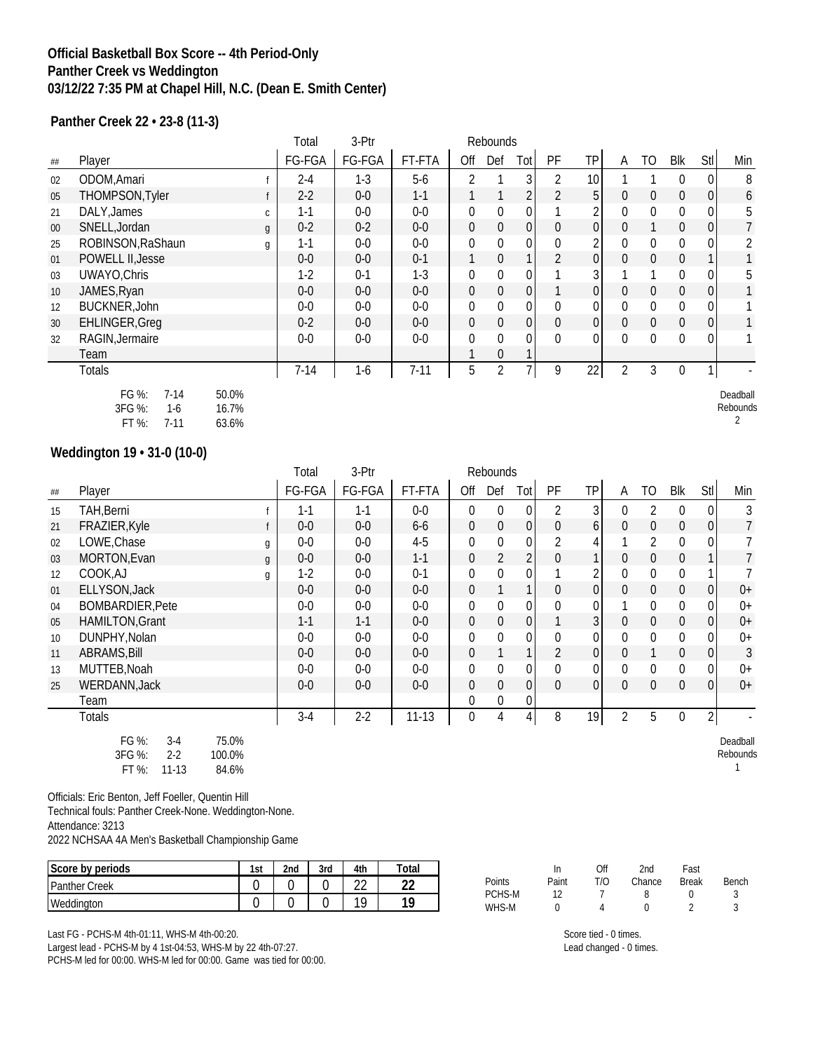# Official Basketball Box Score -- 4th Period-Only
# Panther Creek vs Weddington
# 03/12/22 7:35 PM at Chapel Hill, N.C. (Dean E. Smith Center)

## Panther Creek 22 • 23-8 (11-3)

| | | | Total | 3-Ptr | | Rebounds | | | | | | | | | |
|---|---|---|---|---|---|---|---|---|---|---|---|---|---|---|---|
| ## | Player | | FG-FGA | FG-FGA | FT-FTA | Off | Def | Tot | PF | TP | A | TO | Blk | Stl | Min |
| 02 | ODOM,Amari | f | 2-4 | 1-3 | 5-6 | 2 | 1 | 3 | 2 | 10 | 1 | 1 | 0 | 0 | 8 |
| 05 | THOMPSON,Tyler | f | 2-2 | 0-0 | 1-1 | 1 | 1 | 2 | 2 | 5 | 0 | 0 | 0 | 0 | 6 |
| 21 | DALY,James | c | 1-1 | 0-0 | 0-0 | 0 | 0 | 0 | 1 | 2 | 0 | 0 | 0 | 0 | 5 |
| 00 | SNELL,Jordan | g | 0-2 | 0-2 | 0-0 | 0 | 0 | 0 | 0 | 0 | 0 | 1 | 0 | 0 | 7 |
| 25 | ROBINSON,RaShaun | g | 1-1 | 0-0 | 0-0 | 0 | 0 | 0 | 0 | 2 | 0 | 0 | 0 | 0 | 2 |
| 01 | POWELL II,Jesse | | 0-0 | 0-0 | 0-1 | 1 | 0 | 1 | 2 | 0 | 0 | 0 | 0 | 1 | 1 |
| 03 | UWAYO,Chris | | 1-2 | 0-1 | 1-3 | 0 | 0 | 0 | 1 | 3 | 1 | 1 | 0 | 0 | 5 |
| 10 | JAMES,Ryan | | 0-0 | 0-0 | 0-0 | 0 | 0 | 0 | 1 | 0 | 0 | 0 | 0 | 0 | 1 |
| 12 | BUCKNER,John | | 0-0 | 0-0 | 0-0 | 0 | 0 | 0 | 0 | 0 | 0 | 0 | 0 | 0 | 1 |
| 30 | EHLINGER,Greg | | 0-2 | 0-0 | 0-0 | 0 | 0 | 0 | 0 | 0 | 0 | 0 | 0 | 0 | 1 |
| 32 | RAGIN,Jermaire | | 0-0 | 0-0 | 0-0 | 0 | 0 | 0 | 0 | 0 | 0 | 0 | 0 | 0 | 1 |
| | Team | | | | | 1 | 0 | 1 | | | | | | | |
| | Totals | | 7-14 | 1-6 | 7-11 | 5 | 2 | 7 | 9 | 22 | 2 | 3 | 0 | 1 | - |

FG %: 7-14 50.0%
3FG %: 1-6 16.7%
FT %: 7-11 63.6%

Deadball Rebounds 2

## Weddington 19 • 31-0 (10-0)

| | | | Total | 3-Ptr | | Rebounds | | | | | | | | | |
|---|---|---|---|---|---|---|---|---|---|---|---|---|---|---|---|
| ## | Player | | FG-FGA | FG-FGA | FT-FTA | Off | Def | Tot | PF | TP | A | TO | Blk | Stl | Min |
| 15 | TAH,Berni | f | 1-1 | 1-1 | 0-0 | 0 | 0 | 0 | 2 | 3 | 0 | 2 | 0 | 0 | 3 |
| 21 | FRAZIER,Kyle | f | 0-0 | 0-0 | 6-6 | 0 | 0 | 0 | 0 | 6 | 0 | 0 | 0 | 0 | 7 |
| 02 | LOWE,Chase | g | 0-0 | 0-0 | 4-5 | 0 | 0 | 0 | 2 | 4 | 1 | 2 | 0 | 0 | 7 |
| 03 | MORTON,Evan | g | 0-0 | 0-0 | 1-1 | 0 | 2 | 2 | 0 | 1 | 0 | 0 | 0 | 1 | 7 |
| 12 | COOK,AJ | g | 1-2 | 0-0 | 0-1 | 0 | 0 | 0 | 1 | 2 | 0 | 0 | 0 | 1 | 7 |
| 01 | ELLYSON,Jack | | 0-0 | 0-0 | 0-0 | 0 | 1 | 1 | 0 | 0 | 0 | 0 | 0 | 0 | 0+ |
| 04 | BOMBARDIER,Pete | | 0-0 | 0-0 | 0-0 | 0 | 0 | 0 | 0 | 0 | 1 | 0 | 0 | 0 | 0+ |
| 05 | HAMILTON,Grant | | 1-1 | 1-1 | 0-0 | 0 | 0 | 0 | 1 | 3 | 0 | 0 | 0 | 0 | 0+ |
| 10 | DUNPHY,Nolan | | 0-0 | 0-0 | 0-0 | 0 | 0 | 0 | 0 | 0 | 0 | 0 | 0 | 0 | 0+ |
| 11 | ABRAMS,Bill | | 0-0 | 0-0 | 0-0 | 0 | 1 | 1 | 2 | 0 | 0 | 1 | 0 | 0 | 3 |
| 13 | MUTTEB,Noah | | 0-0 | 0-0 | 0-0 | 0 | 0 | 0 | 0 | 0 | 0 | 0 | 0 | 0 | 0+ |
| 25 | WERDANN,Jack | | 0-0 | 0-0 | 0-0 | 0 | 0 | 0 | 0 | 0 | 0 | 0 | 0 | 0 | 0+ |
| | Team | | | | | 0 | 0 | 0 | | | | | | | |
| | Totals | | 3-4 | 2-2 | 11-13 | 0 | 4 | 4 | 8 | 19 | 2 | 5 | 0 | 2 | - |

FG %: 3-4 75.0%
3FG %: 2-2 100.0%
FT %: 11-13 84.6%

Deadball Rebounds 1

Officials: Eric Benton, Jeff Foeller, Quentin Hill
Technical fouls: Panther Creek-None. Weddington-None.
Attendance: 3213
2022 NCHSAA 4A Men's Basketball Championship Game

| Score by periods | 1st | 2nd | 3rd | 4th | Total |
|---|---|---|---|---|---|
| Panther Creek | 0 | 0 | 0 | 22 | 22 |
| Weddington | 0 | 0 | 0 | 19 | 19 |

| Points | In Paint | Off T/O | 2nd Chance | Fast Break | Bench |
|---|---|---|---|---|---|
| PCHS-M | 12 | 7 | 8 | 0 | 3 |
| WHS-M | 0 | 4 | 0 | 2 | 3 |

Last FG - PCHS-M 4th-01:11, WHS-M 4th-00:20.
Largest lead - PCHS-M by 4 1st-04:53, WHS-M by 22 4th-07:27.
PCHS-M led for 00:00. WHS-M led for 00:00. Game was tied for 00:00.

Score tied - 0 times.
Lead changed - 0 times.